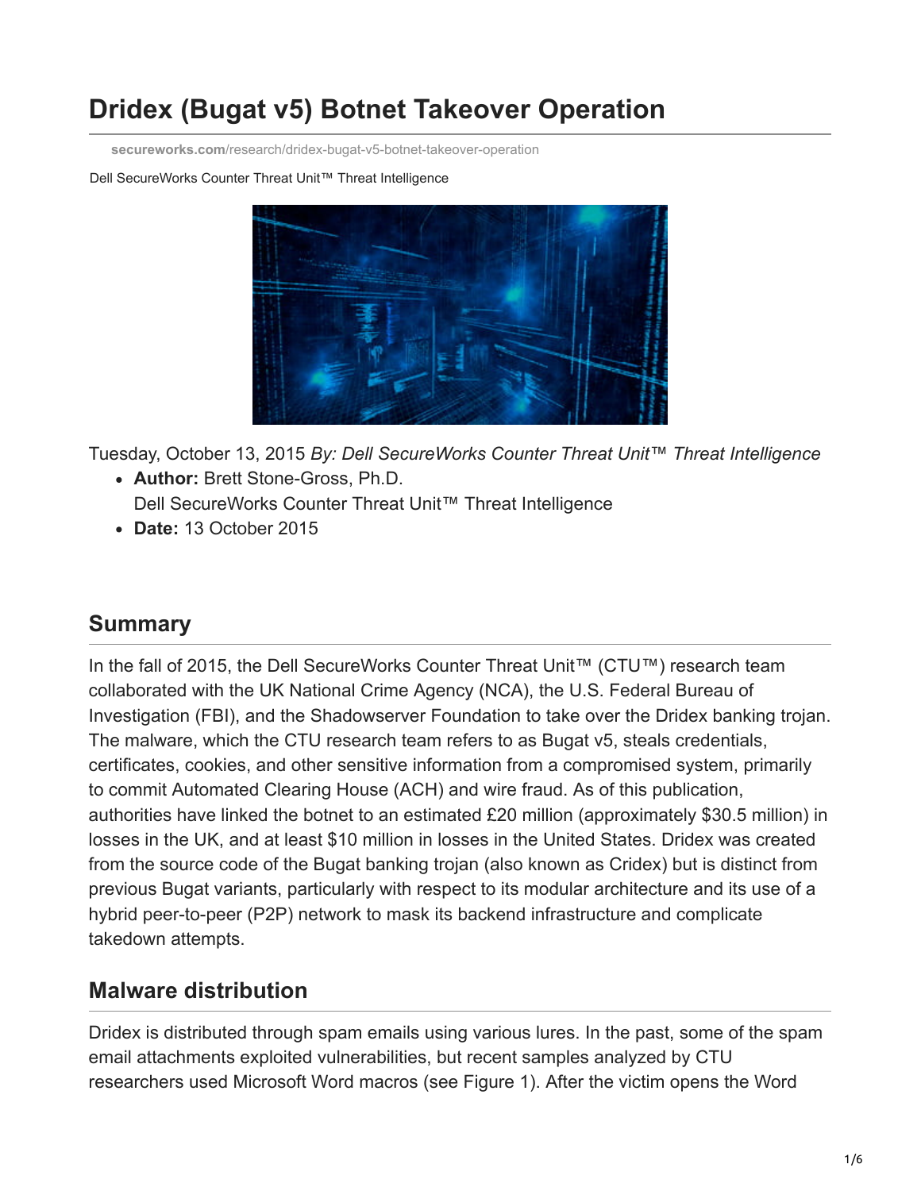# Dridex (Bugat v5) Botnet Takeover Operation

secureworks.com/research/dridex-bugat-v5-botnet-takeover-operation

Dell SecureWorks Counter Threat Unit™ Threat Intelligence

Tuesday, October 13, 2015 *By: Dell SecureWorks Counter Threat Unit™ Threat Intelligence*

- **Author:** Brett Stone-Gross, Ph.D.
  Dell SecureWorks Counter Threat Unit™ Threat Intelligence
- **Date:** 13 October 2015

## Summary

In the fall of 2015, the Dell SecureWorks Counter Threat Unit™ (CTU™) research team collaborated with the UK National Crime Agency (NCA), the U.S. Federal Bureau of Investigation (FBI), and the Shadowserver Foundation to take over the Dridex banking trojan. The malware, which the CTU research team refers to as Bugat v5, steals credentials, certificates, cookies, and other sensitive information from a compromised system, primarily to commit Automated Clearing House (ACH) and wire fraud. As of this publication, authorities have linked the botnet to an estimated £20 million (approximately $30.5 million) in losses in the UK, and at least $10 million in losses in the United States. Dridex was created from the source code of the Bugat banking trojan (also known as Cridex) but is distinct from previous Bugat variants, particularly with respect to its modular architecture and its use of a hybrid peer-to-peer (P2P) network to mask its backend infrastructure and complicate takedown attempts.

## Malware distribution

Dridex is distributed through spam emails using various lures. In the past, some of the spam email attachments exploited vulnerabilities, but recent samples analyzed by CTU researchers used Microsoft Word macros (see Figure 1). After the victim opens the Word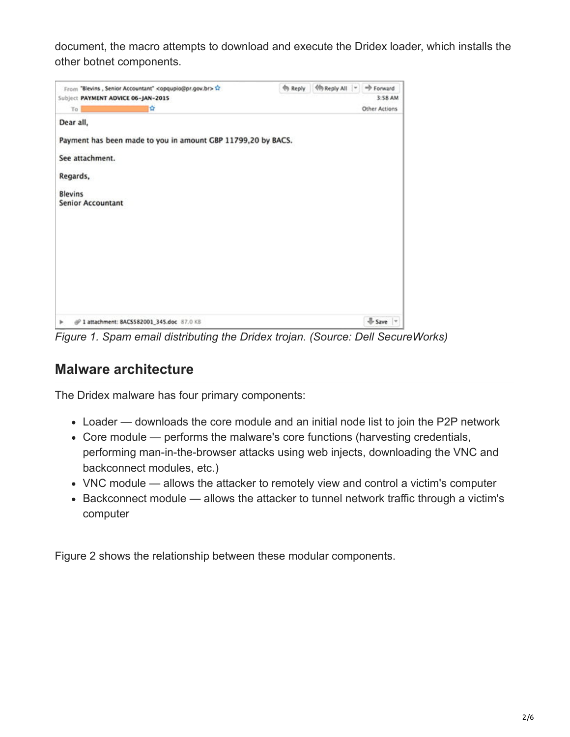document, the macro attempts to download and execute the Dridex loader, which installs the other botnet components.

*Figure 1. Spam email distributing the Dridex trojan. (Source: Dell SecureWorks)*

## Malware architecture

The Dridex malware has four primary components:

- Loader — downloads the core module and an initial node list to join the P2P network
- Core module — performs the malware's core functions (harvesting credentials, performing man-in-the-browser attacks using web injects, downloading the VNC and backconnect modules, etc.)
- VNC module — allows the attacker to remotely view and control a victim's computer
- Backconnect module — allows the attacker to tunnel network traffic through a victim's computer

Figure 2 shows the relationship between these modular components.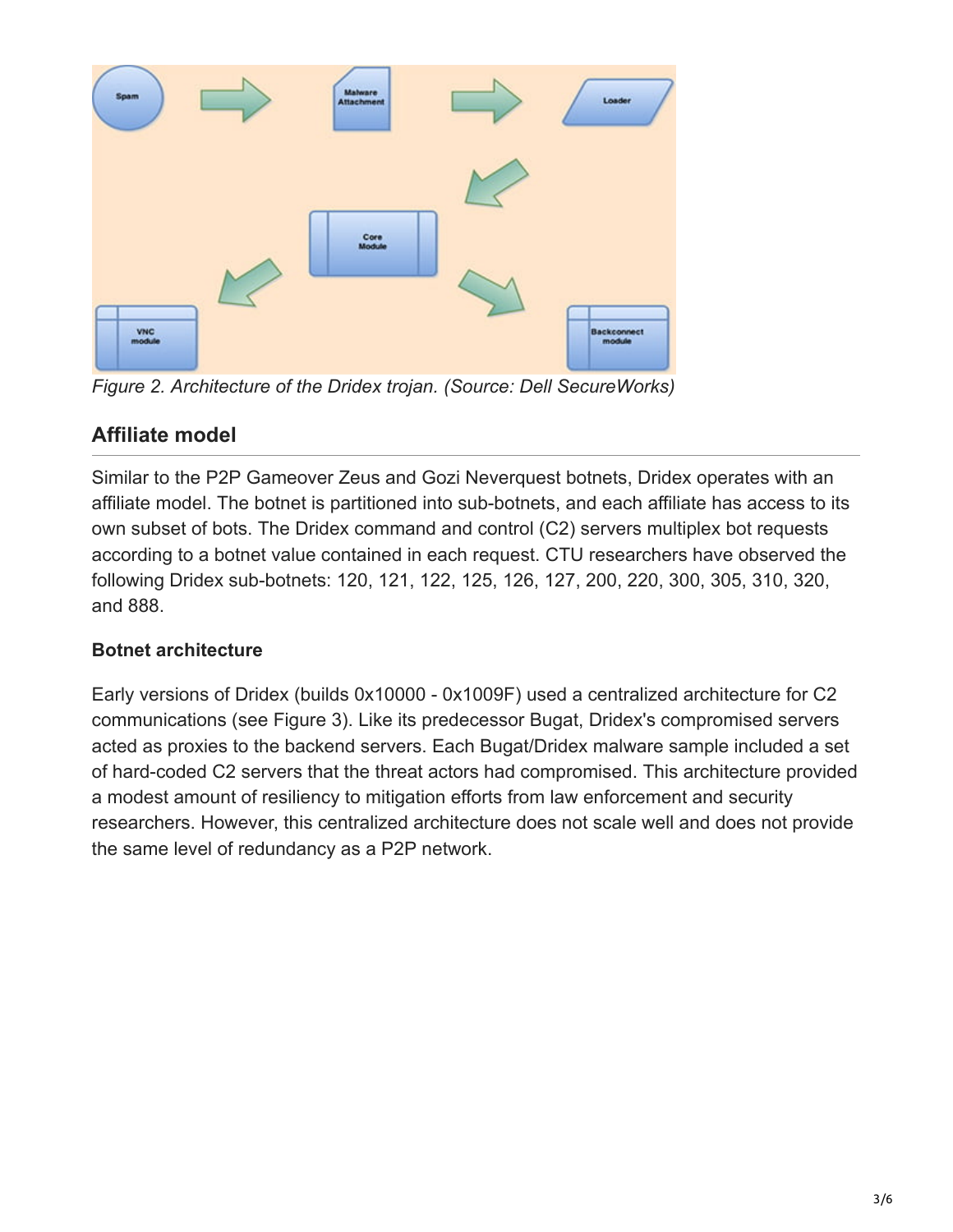Figure 2. Architecture of the Dridex trojan. (Source: Dell SecureWorks)

## Affiliate model

Similar to the P2P Gameover Zeus and Gozi Neverquest botnets, Dridex operates with an affiliate model. The botnet is partitioned into sub-botnets, and each affiliate has access to its own subset of bots. The Dridex command and control (C2) servers multiplex bot requests according to a botnet value contained in each request. CTU researchers have observed the following Dridex sub-botnets: 120, 121, 122, 125, 126, 127, 200, 220, 300, 305, 310, 320, and 888.

### Botnet architecture

Early versions of Dridex (builds 0x10000 - 0x1009F) used a centralized architecture for C2 communications (see Figure 3). Like its predecessor Bugat, Dridex's compromised servers acted as proxies to the backend servers. Each Bugat/Dridex malware sample included a set of hard-coded C2 servers that the threat actors had compromised. This architecture provided a modest amount of resiliency to mitigation efforts from law enforcement and security researchers. However, this centralized architecture does not scale well and does not provide the same level of redundancy as a P2P network.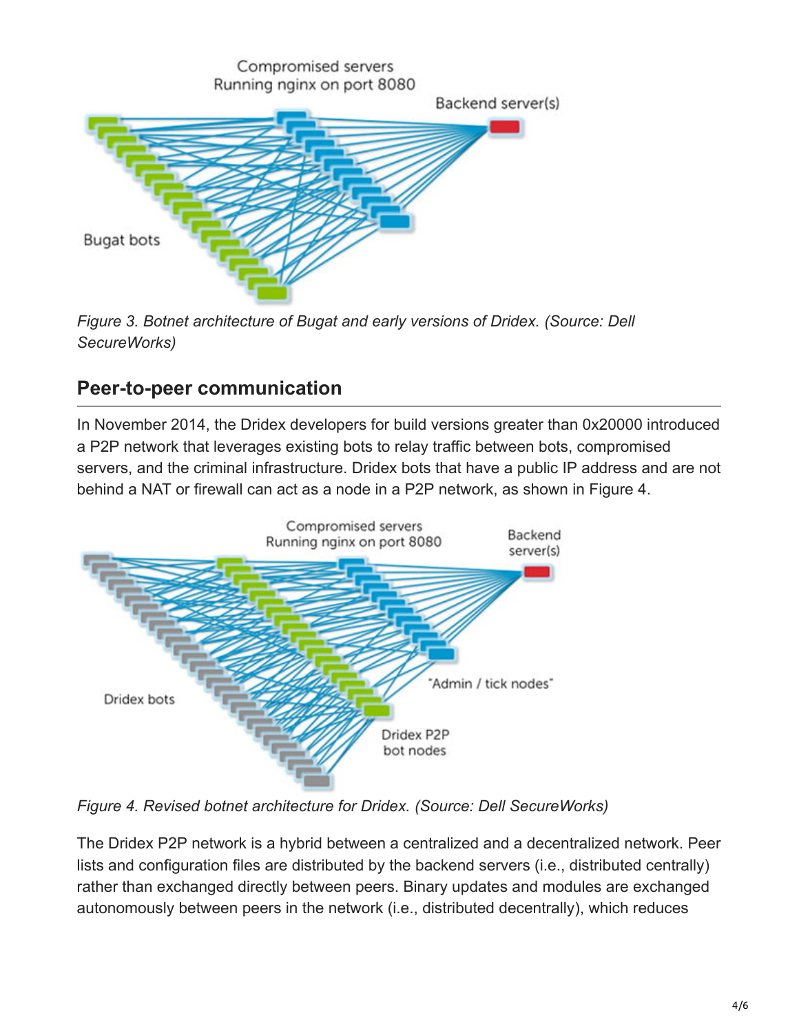*Figure 3. Botnet architecture of Bugat and early versions of Dridex. (Source: Dell SecureWorks)*

## Peer-to-peer communication

In November 2014, the Dridex developers for build versions greater than 0x20000 introduced a P2P network that leverages existing bots to relay traffic between bots, compromised servers, and the criminal infrastructure. Dridex bots that have a public IP address and are not behind a NAT or firewall can act as a node in a P2P network, as shown in Figure 4.

*Figure 4. Revised botnet architecture for Dridex. (Source: Dell SecureWorks)*

The Dridex P2P network is a hybrid between a centralized and a decentralized network. Peer lists and configuration files are distributed by the backend servers (i.e., distributed centrally) rather than exchanged directly between peers. Binary updates and modules are exchanged autonomously between peers in the network (i.e., distributed decentrally), which reduces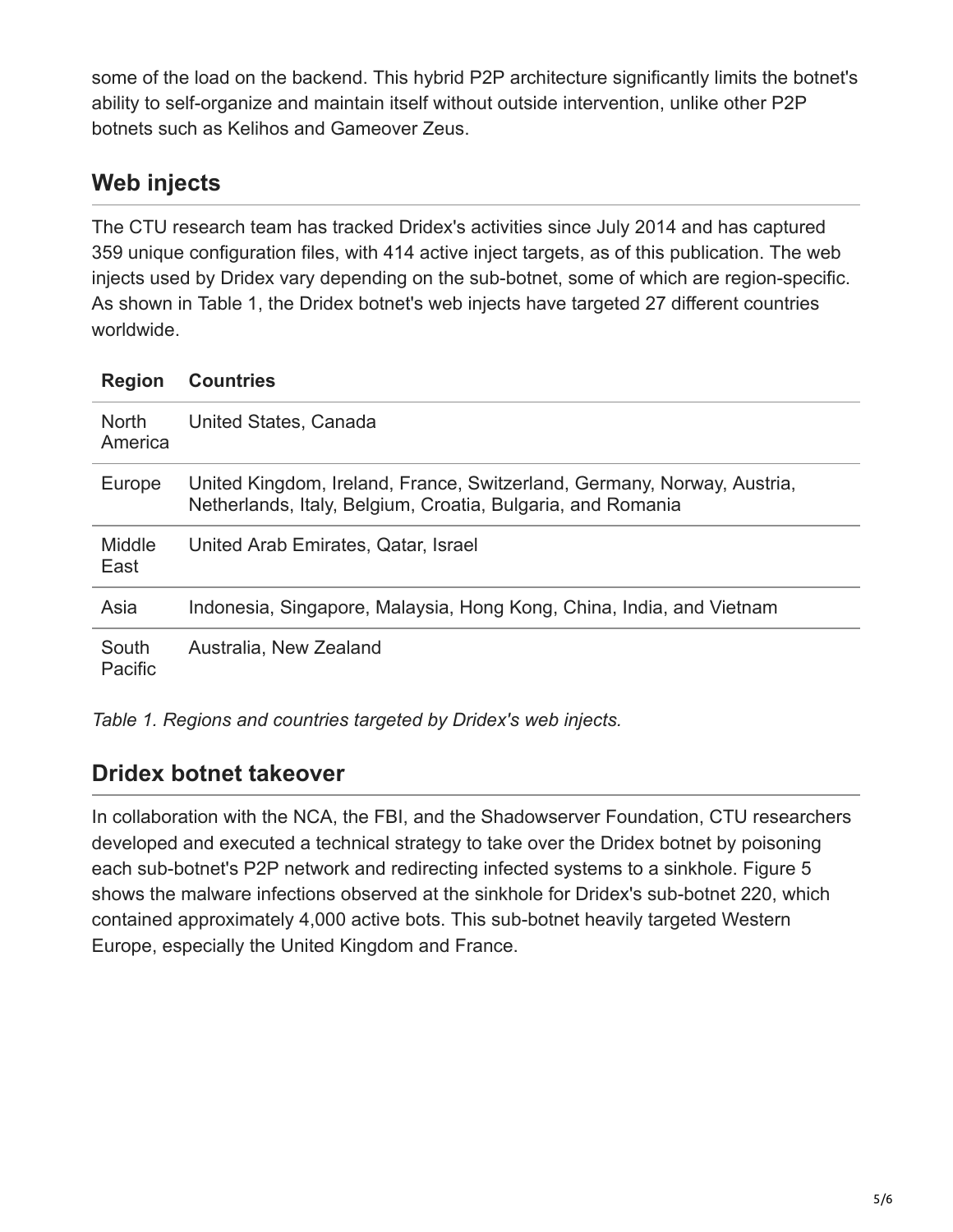some of the load on the backend. This hybrid P2P architecture significantly limits the botnet's ability to self-organize and maintain itself without outside intervention, unlike other P2P botnets such as Kelihos and Gameover Zeus.

## Web injects

The CTU research team has tracked Dridex's activities since July 2014 and has captured 359 unique configuration files, with 414 active inject targets, as of this publication. The web injects used by Dridex vary depending on the sub-botnet, some of which are region-specific. As shown in Table 1, the Dridex botnet's web injects have targeted 27 different countries worldwide.

| Region | Countries |
| --- | --- |
| North America | United States, Canada |
| Europe | United Kingdom, Ireland, France, Switzerland, Germany, Norway, Austria, Netherlands, Italy, Belgium, Croatia, Bulgaria, and Romania |
| Middle East | United Arab Emirates, Qatar, Israel |
| Asia | Indonesia, Singapore, Malaysia, Hong Kong, China, India, and Vietnam |
| South Pacific | Australia, New Zealand |

*Table 1. Regions and countries targeted by Dridex's web injects.*

## Dridex botnet takeover

In collaboration with the NCA, the FBI, and the Shadowserver Foundation, CTU researchers developed and executed a technical strategy to take over the Dridex botnet by poisoning each sub-botnet's P2P network and redirecting infected systems to a sinkhole. Figure 5 shows the malware infections observed at the sinkhole for Dridex's sub-botnet 220, which contained approximately 4,000 active bots. This sub-botnet heavily targeted Western Europe, especially the United Kingdom and France.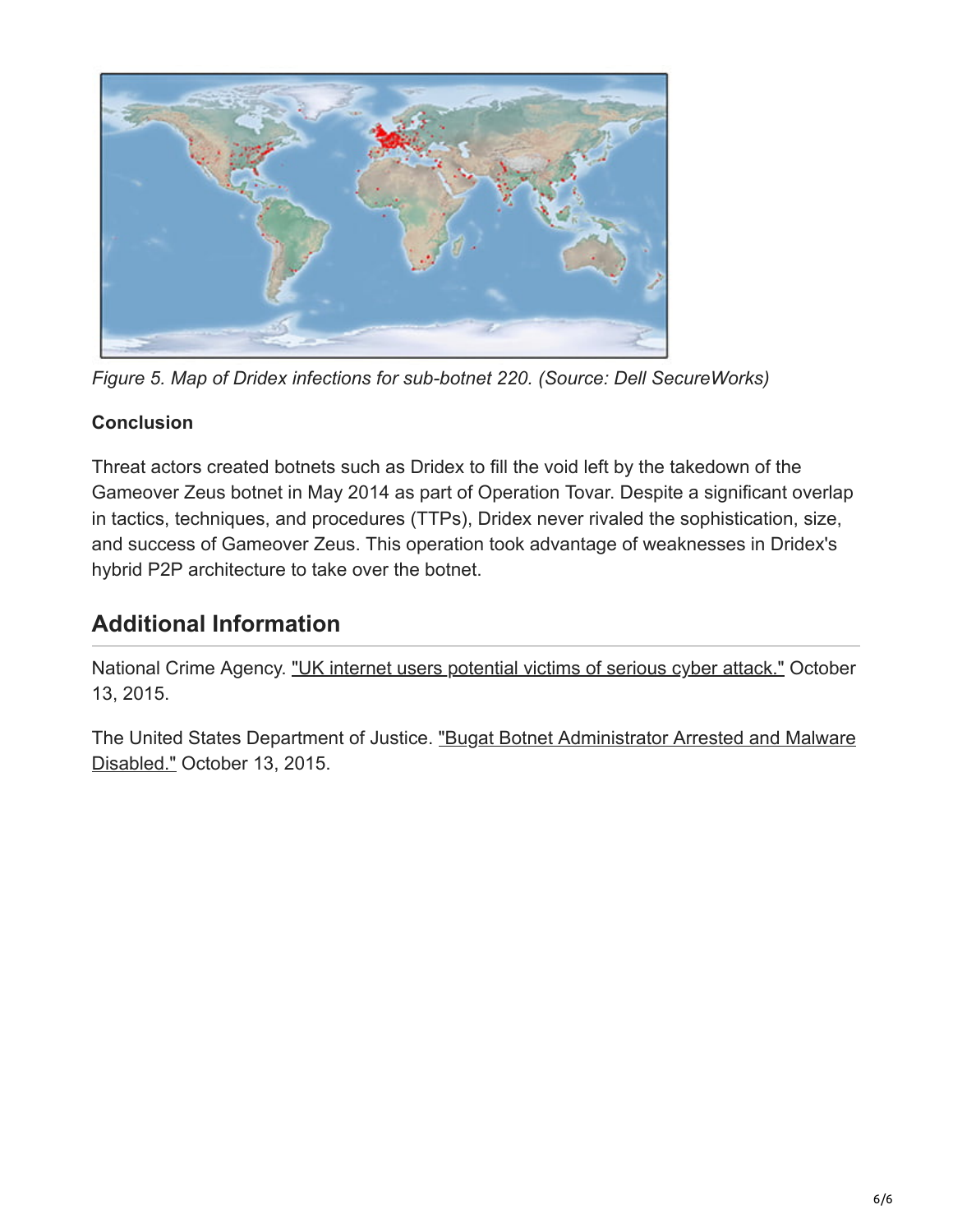*Figure 5. Map of Dridex infections for sub-botnet 220. (Source: Dell SecureWorks)*

**Conclusion**

Threat actors created botnets such as Dridex to fill the void left by the takedown of the Gameover Zeus botnet in May 2014 as part of Operation Tovar. Despite a significant overlap in tactics, techniques, and procedures (TTPs), Dridex never rivaled the sophistication, size, and success of Gameover Zeus. This operation took advantage of weaknesses in Dridex's hybrid P2P architecture to take over the botnet.

## Additional Information

National Crime Agency. "UK internet users potential victims of serious cyber attack." October 13, 2015.

The United States Department of Justice. "Bugat Botnet Administrator Arrested and Malware Disabled." October 13, 2015.